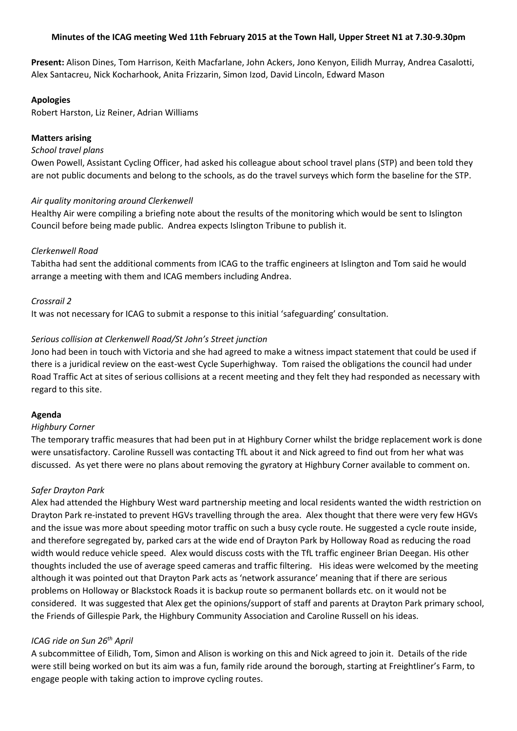**Minutes of the ICAG meeting Wed 11th February 2015 at the Town Hall, Upper Street N1 at 7.30-9.30pm**

**Present:** Alison Dines, Tom Harrison, Keith Macfarlane, John Ackers, Jono Kenyon, Eilidh Murray, Andrea Casalotti, Alex Santacreu, Nick Kocharhook, Anita Frizzarin, Simon Izod, David Lincoln, Edward Mason

**Apologies**

Robert Harston, Liz Reiner, Adrian Williams

**Matters arising**

*School travel plans*

Owen Powell, Assistant Cycling Officer, had asked his colleague about school travel plans (STP) and been told they are not public documents and belong to the schools, as do the travel surveys which form the baseline for the STP.

*Air quality monitoring around Clerkenwell*

Healthy Air were compiling a briefing note about the results of the monitoring which would be sent to Islington Council before being made public. Andrea expects Islington Tribune to publish it.

*Clerkenwell Road*

Tabitha had sent the additional comments from ICAG to the traffic engineers at Islington and Tom said he would arrange a meeting with them and ICAG members including Andrea.

*Crossrail 2*

It was not necessary for ICAG to submit a response to this initial 'safeguarding' consultation.

*Serious collision at Clerkenwell Road/St John's Street junction*

Jono had been in touch with Victoria and she had agreed to make a witness impact statement that could be used if there is a juridical review on the east-west Cycle Superhighway. Tom raised the obligations the council had under Road Traffic Act at sites of serious collisions at a recent meeting and they felt they had responded as necessary with regard to this site.

**Agenda**

*Highbury Corner*

The temporary traffic measures that had been put in at Highbury Corner whilst the bridge replacement work is done were unsatisfactory. Caroline Russell was contacting TfL about it and Nick agreed to find out from her what was discussed. As yet there were no plans about removing the gyratory at Highbury Corner available to comment on.

*Safer Drayton Park*

Alex had attended the Highbury West ward partnership meeting and local residents wanted the width restriction on Drayton Park re-instated to prevent HGVs travelling through the area. Alex thought that there were very few HGVs and the issue was more about speeding motor traffic on such a busy cycle route. He suggested a cycle route inside, and therefore segregated by, parked cars at the wide end of Drayton Park by Holloway Road as reducing the road width would reduce vehicle speed. Alex would discuss costs with the TfL traffic engineer Brian Deegan. His other thoughts included the use of average speed cameras and traffic filtering. His ideas were welcomed by the meeting although it was pointed out that Drayton Park acts as 'network assurance' meaning that if there are serious problems on Holloway or Blackstock Roads it is backup route so permanent bollards etc. on it would not be considered. It was suggested that Alex get the opinions/support of staff and parents at Drayton Park primary school, the Friends of Gillespie Park, the Highbury Community Association and Caroline Russell on his ideas.

*ICAG ride on Sun 26th April*

A subcommittee of Eilidh, Tom, Simon and Alison is working on this and Nick agreed to join it. Details of the ride were still being worked on but its aim was a fun, family ride around the borough, starting at Freightliner's Farm, to engage people with taking action to improve cycling routes.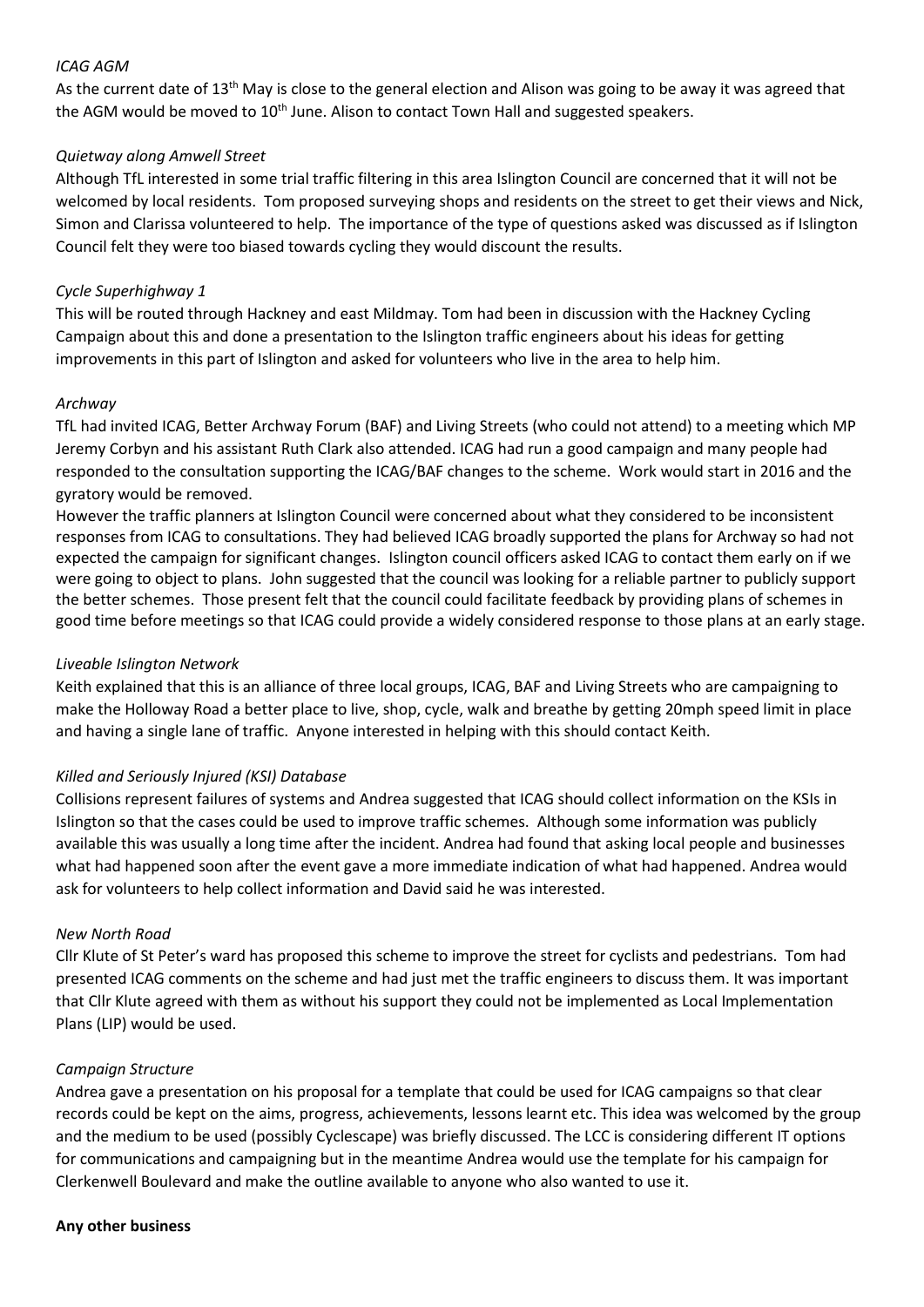*ICAG AGM*

As the current date of 13th May is close to the general election and Alison was going to be away it was agreed that the AGM would be moved to 10th June. Alison to contact Town Hall and suggested speakers.

*Quietway along Amwell Street*

Although TfL interested in some trial traffic filtering in this area Islington Council are concerned that it will not be welcomed by local residents. Tom proposed surveying shops and residents on the street to get their views and Nick, Simon and Clarissa volunteered to help. The importance of the type of questions asked was discussed as if Islington Council felt they were too biased towards cycling they would discount the results.

*Cycle Superhighway 1*

This will be routed through Hackney and east Mildmay. Tom had been in discussion with the Hackney Cycling Campaign about this and done a presentation to the Islington traffic engineers about his ideas for getting improvements in this part of Islington and asked for volunteers who live in the area to help him.

*Archway*

TfL had invited ICAG, Better Archway Forum (BAF) and Living Streets (who could not attend) to a meeting which MP Jeremy Corbyn and his assistant Ruth Clark also attended. ICAG had run a good campaign and many people had responded to the consultation supporting the ICAG/BAF changes to the scheme. Work would start in 2016 and the gyratory would be removed.

However the traffic planners at Islington Council were concerned about what they considered to be inconsistent responses from ICAG to consultations. They had believed ICAG broadly supported the plans for Archway so had not expected the campaign for significant changes. Islington council officers asked ICAG to contact them early on if we were going to object to plans. John suggested that the council was looking for a reliable partner to publicly support the better schemes. Those present felt that the council could facilitate feedback by providing plans of schemes in good time before meetings so that ICAG could provide a widely considered response to those plans at an early stage.

*Liveable Islington Network*

Keith explained that this is an alliance of three local groups, ICAG, BAF and Living Streets who are campaigning to make the Holloway Road a better place to live, shop, cycle, walk and breathe by getting 20mph speed limit in place and having a single lane of traffic. Anyone interested in helping with this should contact Keith.

*Killed and Seriously Injured (KSI) Database*

Collisions represent failures of systems and Andrea suggested that ICAG should collect information on the KSIs in Islington so that the cases could be used to improve traffic schemes. Although some information was publicly available this was usually a long time after the incident. Andrea had found that asking local people and businesses what had happened soon after the event gave a more immediate indication of what had happened. Andrea would ask for volunteers to help collect information and David said he was interested.

*New North Road*

Cllr Klute of St Peter's ward has proposed this scheme to improve the street for cyclists and pedestrians. Tom had presented ICAG comments on the scheme and had just met the traffic engineers to discuss them. It was important that Cllr Klute agreed with them as without his support they could not be implemented as Local Implementation Plans (LIP) would be used.

*Campaign Structure*

Andrea gave a presentation on his proposal for a template that could be used for ICAG campaigns so that clear records could be kept on the aims, progress, achievements, lessons learnt etc. This idea was welcomed by the group and the medium to be used (possibly Cyclescape) was briefly discussed. The LCC is considering different IT options for communications and campaigning but in the meantime Andrea would use the template for his campaign for Clerkenwell Boulevard and make the outline available to anyone who also wanted to use it.

**Any other business**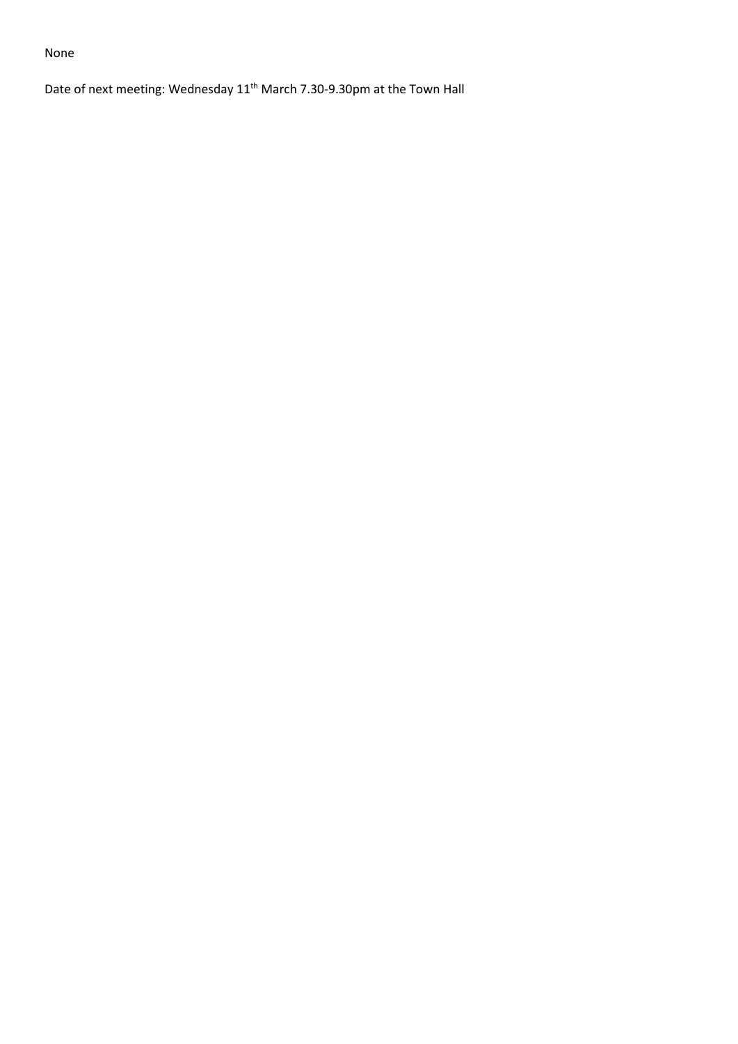None

Date of next meeting: Wednesday 11th March 7.30-9.30pm at the Town Hall